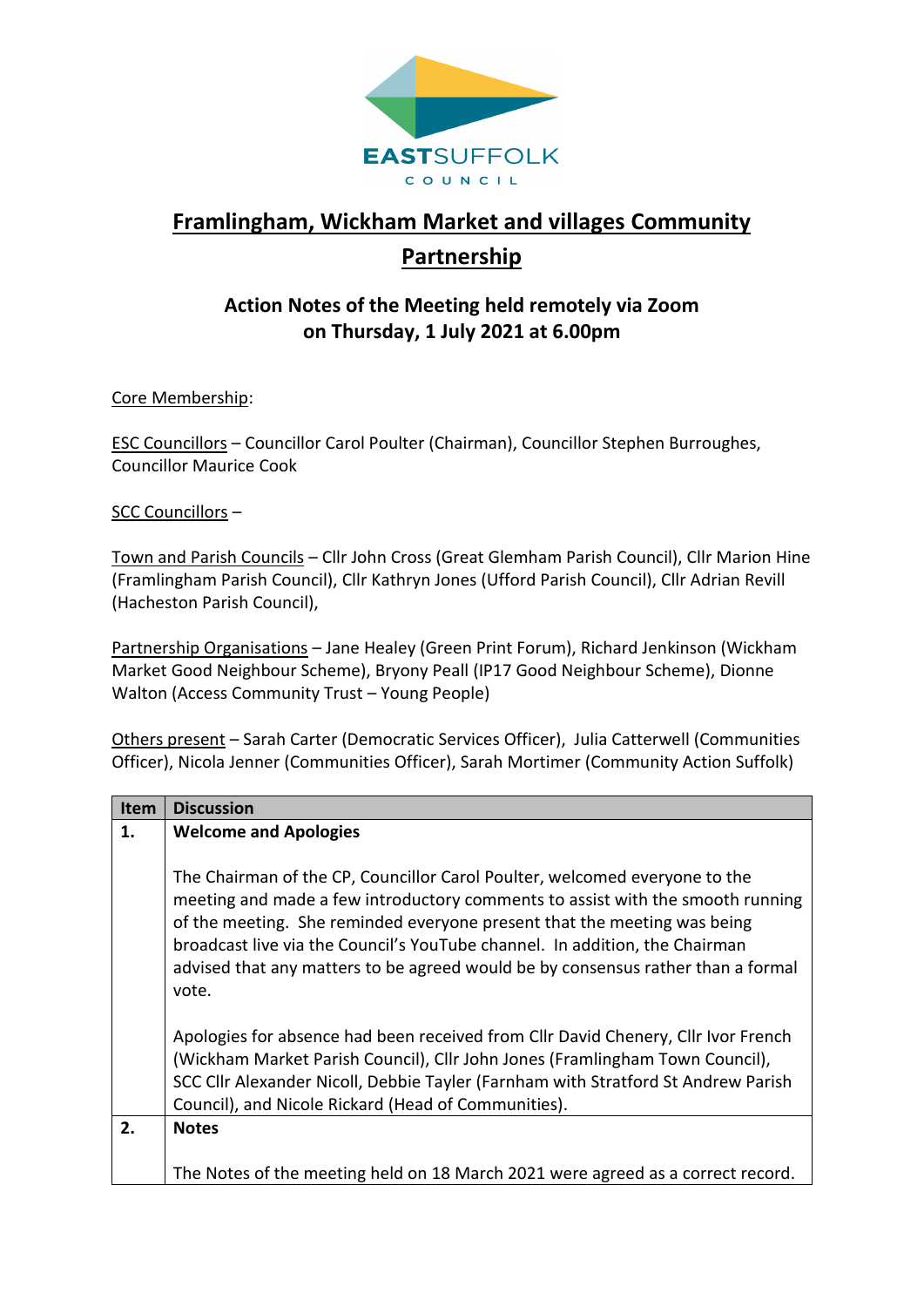EASTSUFFOLK
COUNCIL

# Framlingham, Wickham Market and villages Community Partnership

## Action Notes of the Meeting held remotely via Zoom on Thursday, 1 July 2021 at 6.00pm

Core Membership:

ESC Councillors – Councillor Carol Poulter (Chairman), Councillor Stephen Burroughes, Councillor Maurice Cook

SCC Councillors –

Town and Parish Councils – Cllr John Cross (Great Glemham Parish Council), Cllr Marion Hine (Framlingham Parish Council), Cllr Kathryn Jones (Ufford Parish Council), Cllr Adrian Revill (Hacheston Parish Council),

Partnership Organisations – Jane Healey (Green Print Forum), Richard Jenkinson (Wickham Market Good Neighbour Scheme), Bryony Peall (IP17 Good Neighbour Scheme), Dionne Walton (Access Community Trust – Young People)

Others present – Sarah Carter (Democratic Services Officer), Julia Catterwell (Communities Officer), Nicola Jenner (Communities Officer), Sarah Mortimer (Community Action Suffolk)

| Item | Discussion |
|---|---|
| **1.** | **Welcome and Apologies**<br><br>The Chairman of the CP, Councillor Carol Poulter, welcomed everyone to the meeting and made a few introductory comments to assist with the smooth running of the meeting. She reminded everyone present that the meeting was being broadcast live via the Council's YouTube channel. In addition, the Chairman advised that any matters to be agreed would be by consensus rather than a formal vote.<br><br>Apologies for absence had been received from Cllr David Chenery, Cllr Ivor French (Wickham Market Parish Council), Cllr John Jones (Framlingham Town Council), SCC Cllr Alexander Nicoll, Debbie Tayler (Farnham with Stratford St Andrew Parish Council), and Nicole Rickard (Head of Communities). |
| **2.** | **Notes**<br><br>The Notes of the meeting held on 18 March 2021 were agreed as a correct record. |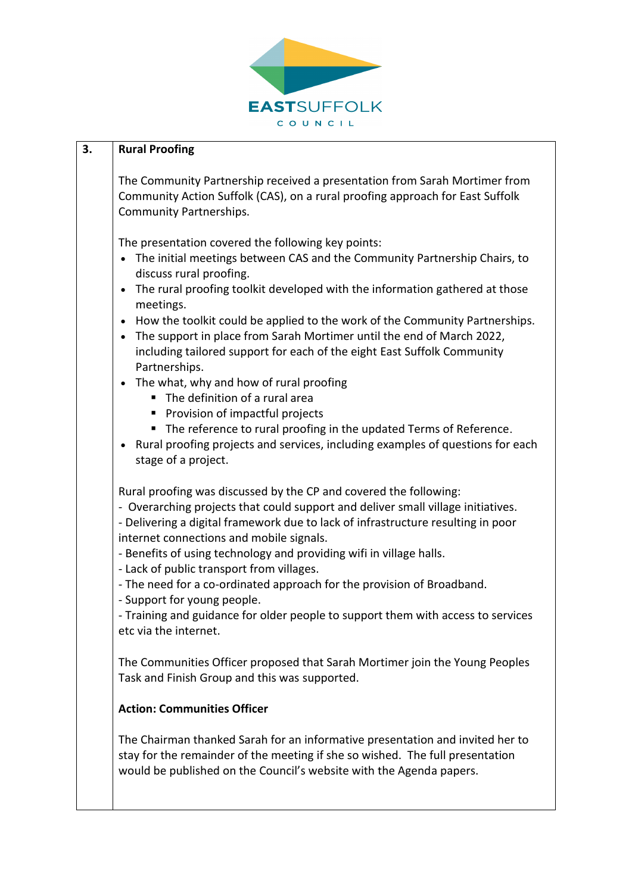| | |
|---|---|
| **3.** | **Rural Proofing**<br><br>The Community Partnership received a presentation from Sarah Mortimer from Community Action Suffolk (CAS), on a rural proofing approach for East Suffolk Community Partnerships.<br><br>The presentation covered the following key points:<br>• The initial meetings between CAS and the Community Partnership Chairs, to discuss rural proofing.<br>• The rural proofing toolkit developed with the information gathered at those meetings.<br>• How the toolkit could be applied to the work of the Community Partnerships.<br>• The support in place from Sarah Mortimer until the end of March 2022, including tailored support for each of the eight East Suffolk Community Partnerships.<br>• The what, why and how of rural proofing<br>&nbsp;&nbsp;&nbsp;&nbsp;▪ The definition of a rural area<br>&nbsp;&nbsp;&nbsp;&nbsp;▪ Provision of impactful projects<br>&nbsp;&nbsp;&nbsp;&nbsp;▪ The reference to rural proofing in the updated Terms of Reference.<br>• Rural proofing projects and services, including examples of questions for each stage of a project.<br><br>Rural proofing was discussed by the CP and covered the following:<br>- Overarching projects that could support and deliver small village initiatives.<br>- Delivering a digital framework due to lack of infrastructure resulting in poor internet connections and mobile signals.<br>- Benefits of using technology and providing wifi in village halls.<br>- Lack of public transport from villages.<br>- The need for a co-ordinated approach for the provision of Broadband.<br>- Support for young people.<br>- Training and guidance for older people to support them with access to services etc via the internet.<br><br>The Communities Officer proposed that Sarah Mortimer join the Young Peoples Task and Finish Group and this was supported.<br><br>**Action: Communities Officer**<br><br>The Chairman thanked Sarah for an informative presentation and invited her to stay for the remainder of the meeting if she so wished. The full presentation would be published on the Council's website with the Agenda papers. |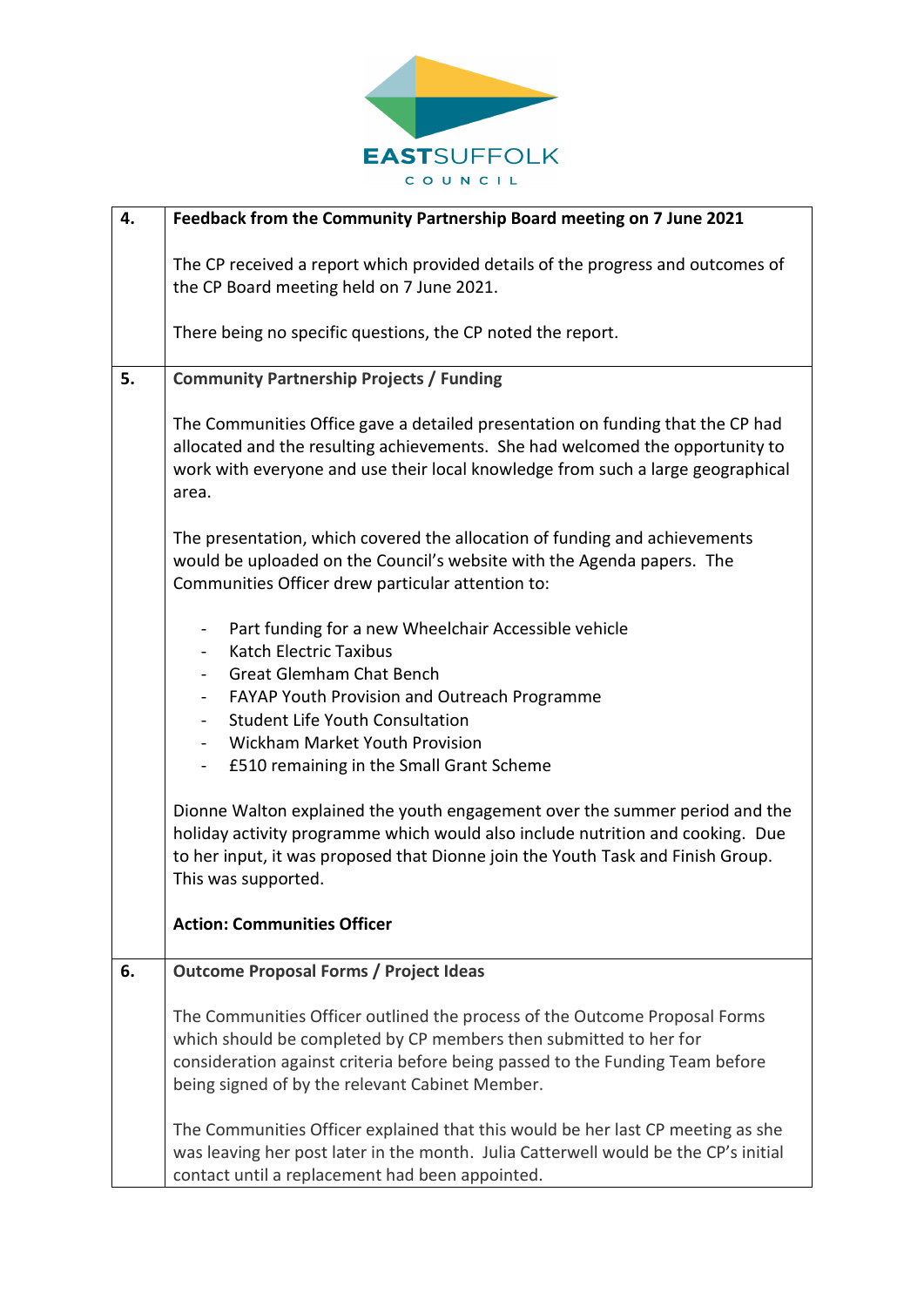| | |
|---|---|
| **4.** | **Feedback from the Community Partnership Board meeting on 7 June 2021**<br><br>The CP received a report which provided details of the progress and outcomes of the CP Board meeting held on 7 June 2021.<br><br>There being no specific questions, the CP noted the report. |
| **5.** | **Community Partnership Projects / Funding**<br><br>The Communities Office gave a detailed presentation on funding that the CP had allocated and the resulting achievements. She had welcomed the opportunity to work with everyone and use their local knowledge from such a large geographical area.<br><br>The presentation, which covered the allocation of funding and achievements would be uploaded on the Council's website with the Agenda papers. The Communities Officer drew particular attention to:<br><br>- Part funding for a new Wheelchair Accessible vehicle<br>- Katch Electric Taxibus<br>- Great Glemham Chat Bench<br>- FAYAP Youth Provision and Outreach Programme<br>- Student Life Youth Consultation<br>- Wickham Market Youth Provision<br>- £510 remaining in the Small Grant Scheme<br><br>Dionne Walton explained the youth engagement over the summer period and the holiday activity programme which would also include nutrition and cooking. Due to her input, it was proposed that Dionne join the Youth Task and Finish Group. This was supported.<br><br>**Action: Communities Officer** |
| **6.** | **Outcome Proposal Forms / Project Ideas**<br><br>The Communities Officer outlined the process of the Outcome Proposal Forms which should be completed by CP members then submitted to her for consideration against criteria before being passed to the Funding Team before being signed of by the relevant Cabinet Member.<br><br>The Communities Officer explained that this would be her last CP meeting as she was leaving her post later in the month. Julia Catterwell would be the CP's initial contact until a replacement had been appointed. |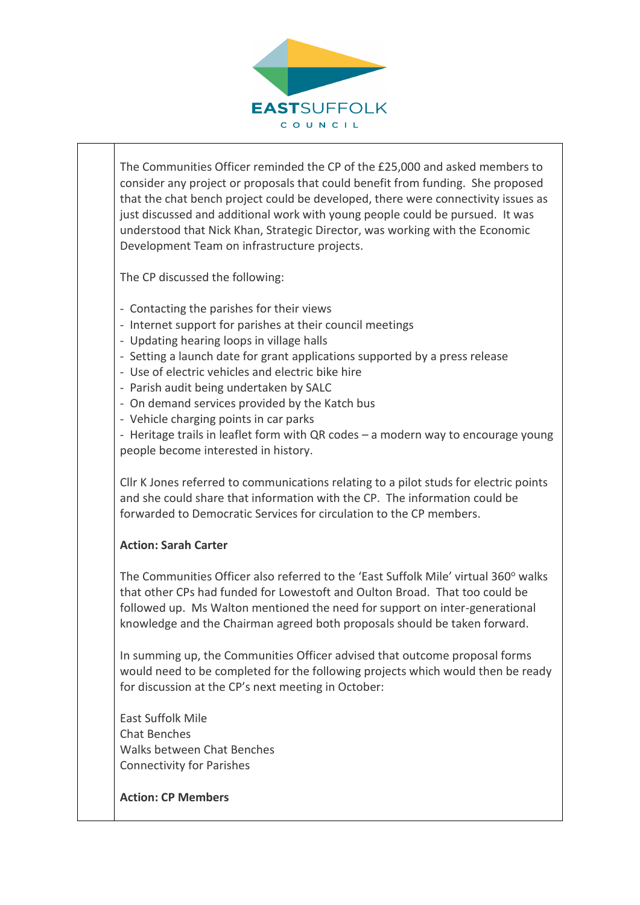The Communities Officer reminded the CP of the £25,000 and asked members to consider any project or proposals that could benefit from funding. She proposed that the chat bench project could be developed, there were connectivity issues as just discussed and additional work with young people could be pursued. It was understood that Nick Khan, Strategic Director, was working with the Economic Development Team on infrastructure projects.

The CP discussed the following:

- Contacting the parishes for their views
- Internet support for parishes at their council meetings
- Updating hearing loops in village halls
- Setting a launch date for grant applications supported by a press release
- Use of electric vehicles and electric bike hire
- Parish audit being undertaken by SALC
- On demand services provided by the Katch bus
- Vehicle charging points in car parks
- Heritage trails in leaflet form with QR codes – a modern way to encourage young people become interested in history.

Cllr K Jones referred to communications relating to a pilot studs for electric points and she could share that information with the CP. The information could be forwarded to Democratic Services for circulation to the CP members.

**Action: Sarah Carter**

The Communities Officer also referred to the 'East Suffolk Mile' virtual 360$^{o}$ walks that other CPs had funded for Lowestoft and Oulton Broad. That too could be followed up. Ms Walton mentioned the need for support on inter-generational knowledge and the Chairman agreed both proposals should be taken forward.

In summing up, the Communities Officer advised that outcome proposal forms would need to be completed for the following projects which would then be ready for discussion at the CP's next meeting in October:

East Suffolk Mile
Chat Benches
Walks between Chat Benches
Connectivity for Parishes

**Action: CP Members**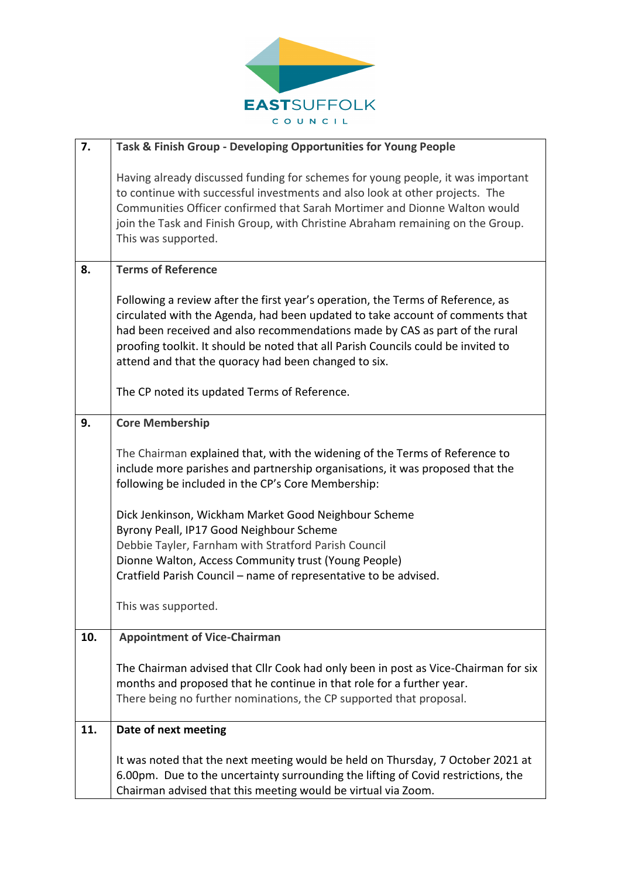EASTSUFFOLK COUNCIL

| | |
|---|---|
| **7.** | **Task & Finish Group - Developing Opportunities for Young People**<br><br>Having already discussed funding for schemes for young people, it was important to continue with successful investments and also look at other projects. The Communities Officer confirmed that Sarah Mortimer and Dionne Walton would join the Task and Finish Group, with Christine Abraham remaining on the Group. This was supported. |
| **8.** | **Terms of Reference**<br><br>Following a review after the first year's operation, the Terms of Reference, as circulated with the Agenda, had been updated to take account of comments that had been received and also recommendations made by CAS as part of the rural proofing toolkit. It should be noted that all Parish Councils could be invited to attend and that the quoracy had been changed to six.<br><br>The CP noted its updated Terms of Reference. |
| **9.** | **Core Membership**<br><br>The Chairman explained that, with the widening of the Terms of Reference to include more parishes and partnership organisations, it was proposed that the following be included in the CP's Core Membership:<br><br>Dick Jenkinson, Wickham Market Good Neighbour Scheme<br>Byrony Peall, IP17 Good Neighbour Scheme<br>Debbie Tayler, Farnham with Stratford Parish Council<br>Dionne Walton, Access Community trust (Young People)<br>Cratfield Parish Council – name of representative to be advised.<br><br>This was supported. |
| **10.** | **Appointment of Vice-Chairman**<br><br>The Chairman advised that Cllr Cook had only been in post as Vice-Chairman for six months and proposed that he continue in that role for a further year.<br>There being no further nominations, the CP supported that proposal. |
| **11.** | **Date of next meeting**<br><br>It was noted that the next meeting would be held on Thursday, 7 October 2021 at 6.00pm. Due to the uncertainty surrounding the lifting of Covid restrictions, the Chairman advised that this meeting would be virtual via Zoom. |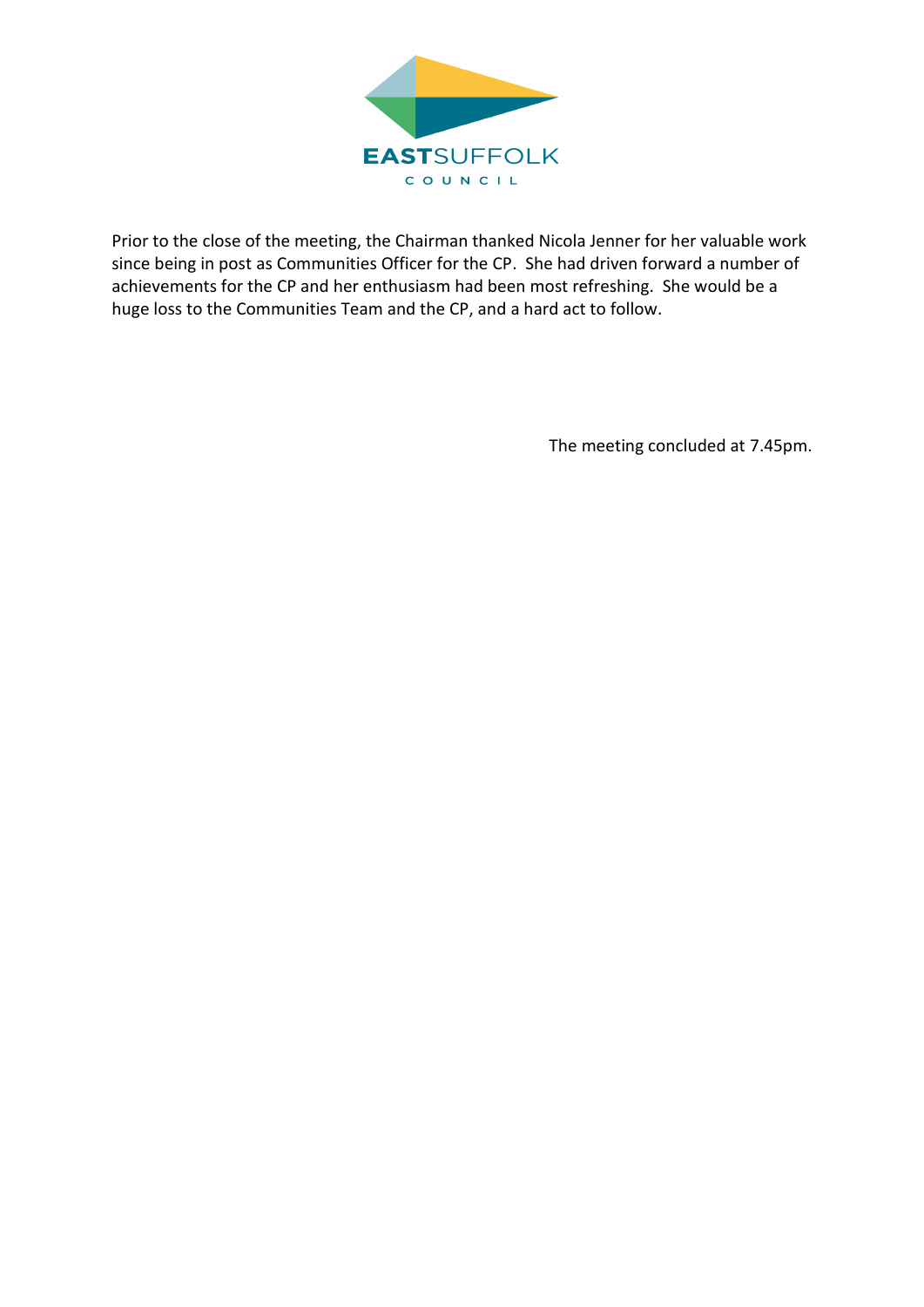Prior to the close of the meeting, the Chairman thanked Nicola Jenner for her valuable work since being in post as Communities Officer for the CP. She had driven forward a number of achievements for the CP and her enthusiasm had been most refreshing. She would be a huge loss to the Communities Team and the CP, and a hard act to follow.

The meeting concluded at 7.45pm.